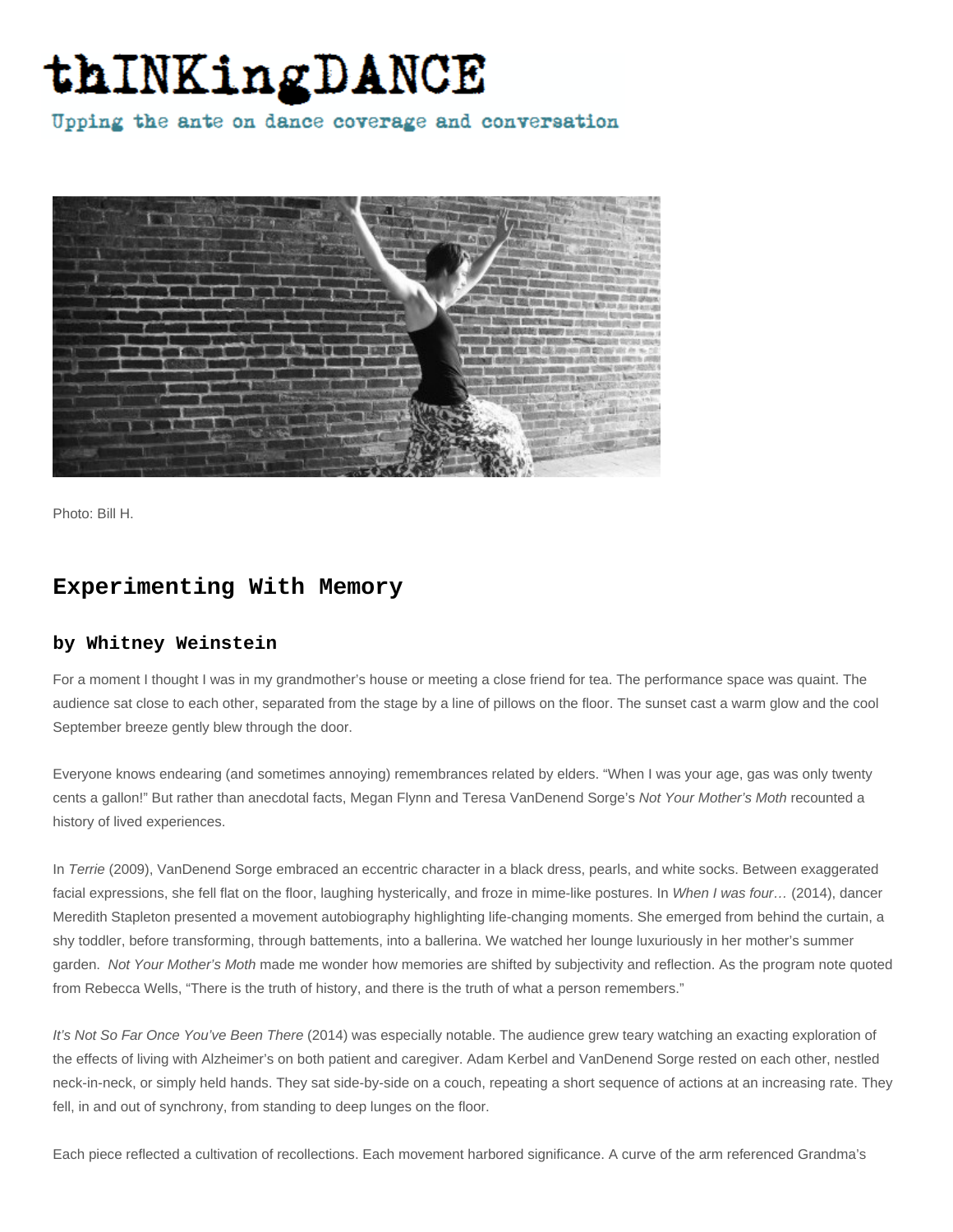# thINKingDANCE

Upping the ante on dance coverage and conversation

Photo: Bill H.

## Experimenting With Memory

### by Whitney Weinstein

For a moment I thought I was in my grandmother's house or meeting a close friend for tea. The performance space was quaint. The audience sat close to each other, separated from the stage by a line of pillows on the floor. The sunset cast a warm glow and the cool September breeze gently blew through the door.

Everyone knows endearing (and sometimes annoying) remembrances related by elders. "When I was your age, gas was only twenty cents a gallon!" But rather than anecdotal facts, Megan Flynn and Teresa VanDenend Sorge's *Not Your Mother's Moth* recounted a history of lived experiences.

In *Terrie* (2009), VanDenend Sorge embraced an eccentric character in a black dress, pearls, and white socks. Between exaggerated facial expressions, she fell flat on the floor, laughing hysterically, and froze in mime-like postures. In *When I was four…* (2014), dancer Meredith Stapleton presented a movement autobiography highlighting life-changing moments. She emerged from behind the curtain, a shy toddler, before transforming, through battements, into a ballerina. We watched her lounge luxuriously in her mother's summer garden. *Not Your Mother's Moth* made me wonder how memories are shifted by subjectivity and reflection. As the program note quoted from Rebecca Wells, "There is the truth of history, and there is the truth of what a person remembers."

*It's Not So Far Once You've Been There* (2014) was especially notable. The audience grew teary watching an exacting exploration of the effects of living with Alzheimer's on both patient and caregiver. Adam Kerbel and VanDenend Sorge rested on each other, nestled neck-in-neck, or simply held hands. They sat side-by-side on a couch, repeating a short sequence of actions at an increasing rate. They fell, in and out of synchrony, from standing to deep lunges on the floor.

Each piece reflected a cultivation of recollections. Each movement harbored significance. A curve of the arm referenced Grandma's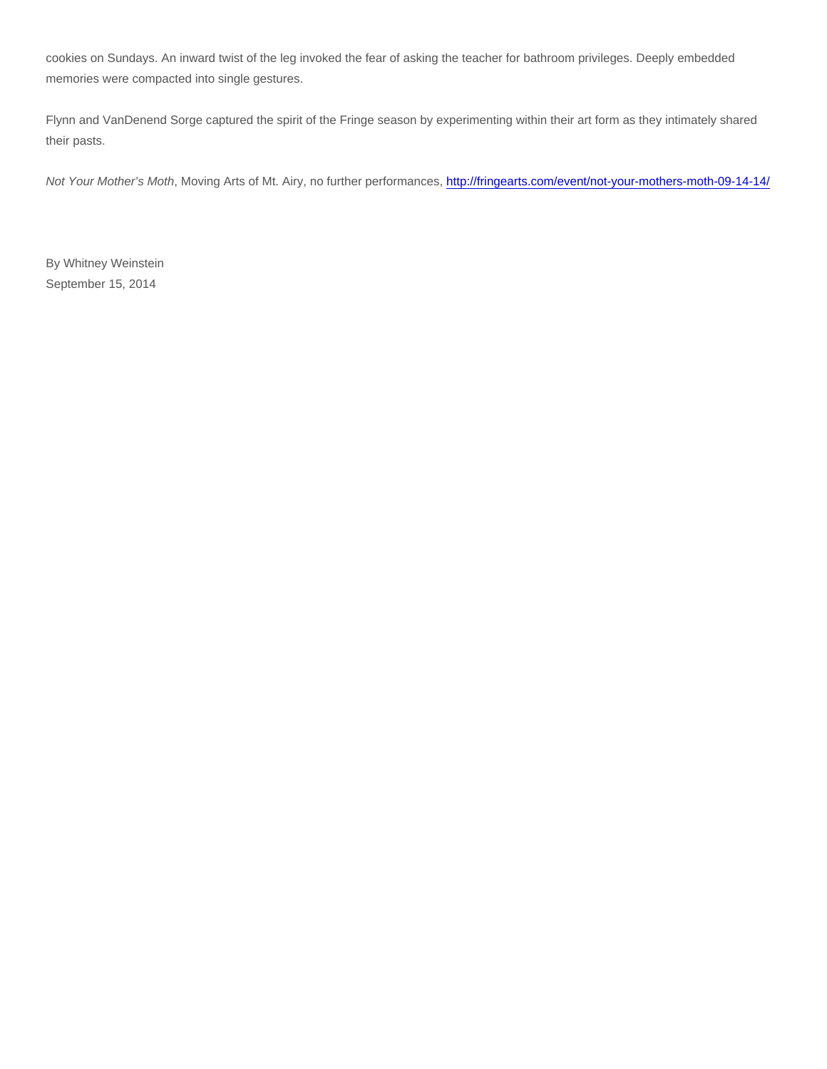cookies on Sundays. An inward twist of the leg invoked the fear of asking the teacher for bathroom privileges. Deeply embedded memories were compacted into single gestures.

Flynn and VanDenend Sorge captured the spirit of the Fringe season by experimenting within their art form as they intimately shared their pasts.

*Not Your Mother's Moth*, Moving Arts of Mt. Airy, no further performances, [http://fringearts.com/event/not-your-mothers-moth-09-14-14/](http://fringearts.com/event/not-your-mothers-moth-09-14-14/)

By Whitney Weinstein
September 15, 2014